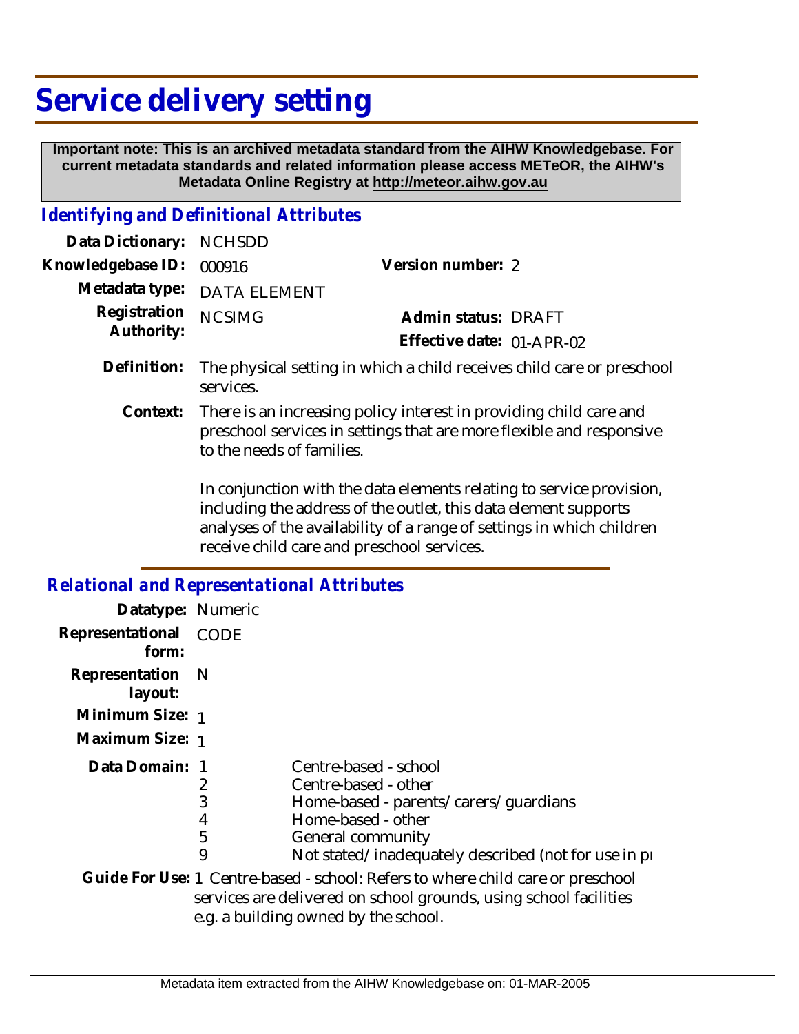# Service delivery setting

**Important note: This is an archived metadata standard from the AIHW Knowledgebase. For current metadata standards and related information please access METeOR, the AIHW's Metadata Online Registry at http://meteor.aihw.gov.au**

## Identifying and Definitional Attributes

**Data Dictionary:** NCHSDD

**Knowledgebase ID:** 000916 **Version number:** 2

**Metadata type:** DATA ELEMENT

**Registration Authority:** NCSIMG **Admin status:** DRAFT

**Effective date:** 01-APR-02

**Definition:** The physical setting in which a child receives child care or preschool services.

**Context:** There is an increasing policy interest in providing child care and preschool services in settings that are more flexible and responsive to the needs of families.

In conjunction with the data elements relating to service provision, including the address of the outlet, this data element supports analyses of the availability of a range of settings in which children receive child care and preschool services.

## Relational and Representational Attributes

**Datatype:** Numeric

**Representational form:** CODE

**Representation layout:** N

**Minimum Size:** 1

**Maximum Size:** 1

**Data Domain:**

| Code | Description |
| --- | --- |
| 1 | Centre-based - school |
| 2 | Centre-based - other |
| 3 | Home-based - parents/carers/guardians |
| 4 | Home-based - other |
| 5 | General community |
| 9 | Not stated/inadequately described (not for use in pr |

**Guide For Use:** 1 Centre-based - school: Refers to where child care or preschool services are delivered on school grounds, using school facilities e.g. a building owned by the school.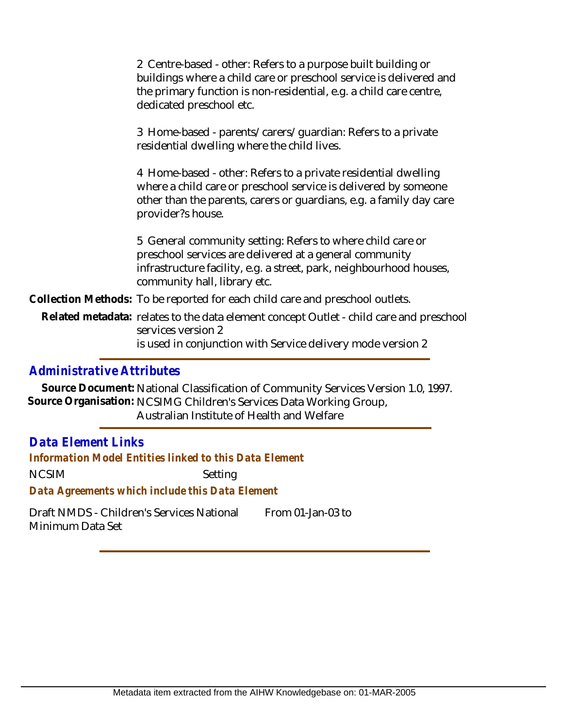2 Centre-based - other: Refers to a purpose built building or buildings where a child care or preschool service is delivered and the primary function is non-residential, e.g. a child care centre, dedicated preschool etc.

3 Home-based - parents/carers/guardian: Refers to a private residential dwelling where the child lives.

4 Home-based - other: Refers to a private residential dwelling where a child care or preschool service is delivered by someone other than the parents, carers or guardians, e.g. a family day care provider?s house.

5 General community setting: Refers to where child care or preschool services are delivered at a general community infrastructure facility, e.g. a street, park, neighbourhood houses, community hall, library etc.

**Collection Methods:** To be reported for each child care and preschool outlets.

**Related metadata:** relates to the data element concept Outlet - child care and preschool services version 2
is used in conjunction with Service delivery mode version 2

## Administrative Attributes

**Source Document:** National Classification of Community Services Version 1.0, 1997.

**Source Organisation:** NCSIMG Children's Services Data Working Group, Australian Institute of Health and Welfare

## Data Element Links

### Information Model Entities linked to this Data Element

| | |
|---|---|
| NCSIM | Setting |

### Data Agreements which include this Data Element

| | |
|---|---|
| Draft NMDS - Children's Services National Minimum Data Set | From 01-Jan-03 to |